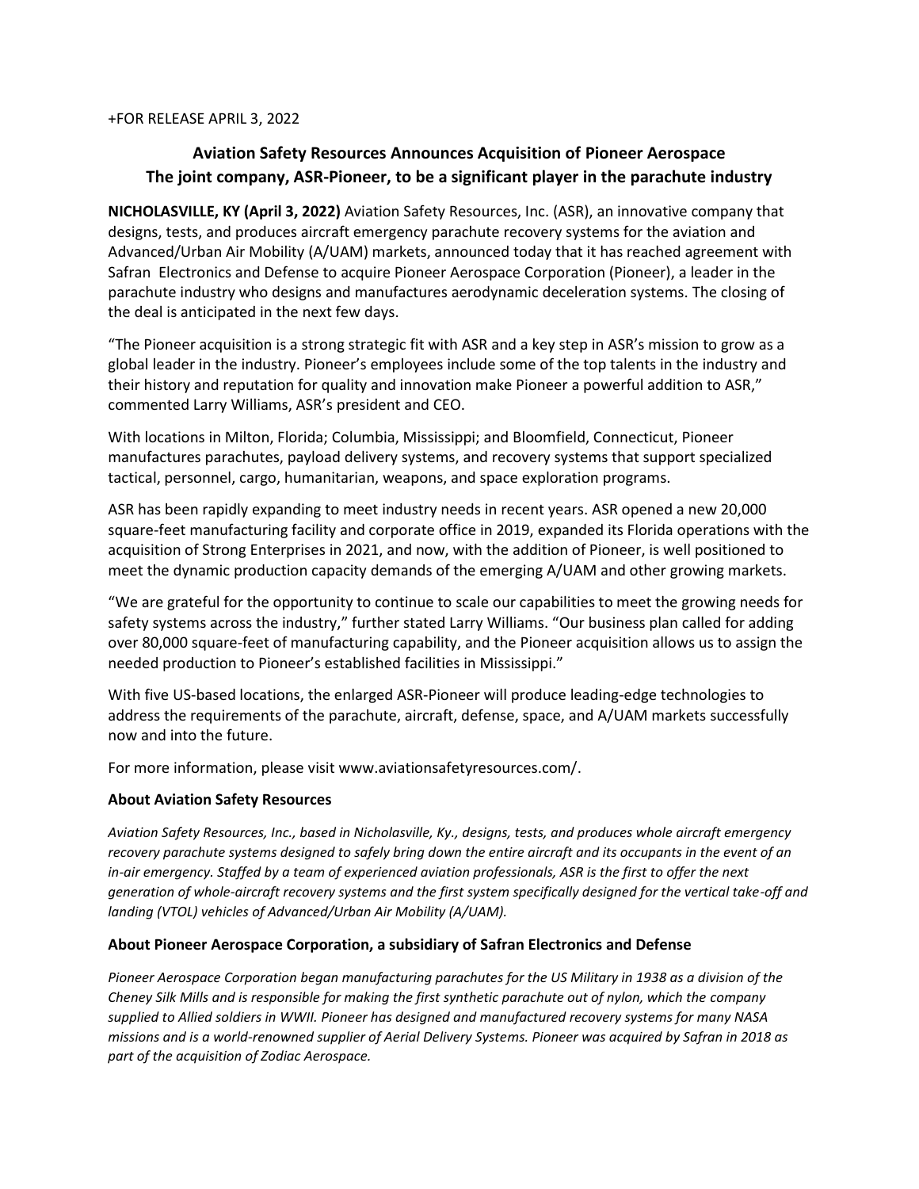+FOR RELEASE APRIL 3, 2022

# Aviation Safety Resources Announces Acquisition of Pioneer Aerospace
## The joint company, ASR-Pioneer, to be a significant player in the parachute industry

**NICHOLASVILLE, KY (April 3, 2022)** Aviation Safety Resources, Inc. (ASR), an innovative company that designs, tests, and produces aircraft emergency parachute recovery systems for the aviation and Advanced/Urban Air Mobility (A/UAM) markets, announced today that it has reached agreement with Safran Electronics and Defense to acquire Pioneer Aerospace Corporation (Pioneer), a leader in the parachute industry who designs and manufactures aerodynamic deceleration systems. The closing of the deal is anticipated in the next few days.

"The Pioneer acquisition is a strong strategic fit with ASR and a key step in ASR's mission to grow as a global leader in the industry. Pioneer's employees include some of the top talents in the industry and their history and reputation for quality and innovation make Pioneer a powerful addition to ASR," commented Larry Williams, ASR's president and CEO.

With locations in Milton, Florida; Columbia, Mississippi; and Bloomfield, Connecticut, Pioneer manufactures parachutes, payload delivery systems, and recovery systems that support specialized tactical, personnel, cargo, humanitarian, weapons, and space exploration programs.

ASR has been rapidly expanding to meet industry needs in recent years. ASR opened a new 20,000 square-feet manufacturing facility and corporate office in 2019, expanded its Florida operations with the acquisition of Strong Enterprises in 2021, and now, with the addition of Pioneer, is well positioned to meet the dynamic production capacity demands of the emerging A/UAM and other growing markets.

"We are grateful for the opportunity to continue to scale our capabilities to meet the growing needs for safety systems across the industry," further stated Larry Williams. "Our business plan called for adding over 80,000 square-feet of manufacturing capability, and the Pioneer acquisition allows us to assign the needed production to Pioneer's established facilities in Mississippi."

With five US-based locations, the enlarged ASR-Pioneer will produce leading-edge technologies to address the requirements of the parachute, aircraft, defense, space, and A/UAM markets successfully now and into the future.

For more information, please visit www.aviationsafetyresources.com/.

### About Aviation Safety Resources

*Aviation Safety Resources, Inc., based in Nicholasville, Ky., designs, tests, and produces whole aircraft emergency recovery parachute systems designed to safely bring down the entire aircraft and its occupants in the event of an in-air emergency. Staffed by a team of experienced aviation professionals, ASR is the first to offer the next generation of whole-aircraft recovery systems and the first system specifically designed for the vertical take-off and landing (VTOL) vehicles of Advanced/Urban Air Mobility (A/UAM).*

### About Pioneer Aerospace Corporation, a subsidiary of Safran Electronics and Defense

*Pioneer Aerospace Corporation began manufacturing parachutes for the US Military in 1938 as a division of the Cheney Silk Mills and is responsible for making the first synthetic parachute out of nylon, which the company supplied to Allied soldiers in WWII. Pioneer has designed and manufactured recovery systems for many NASA missions and is a world-renowned supplier of Aerial Delivery Systems. Pioneer was acquired by Safran in 2018 as part of the acquisition of Zodiac Aerospace.*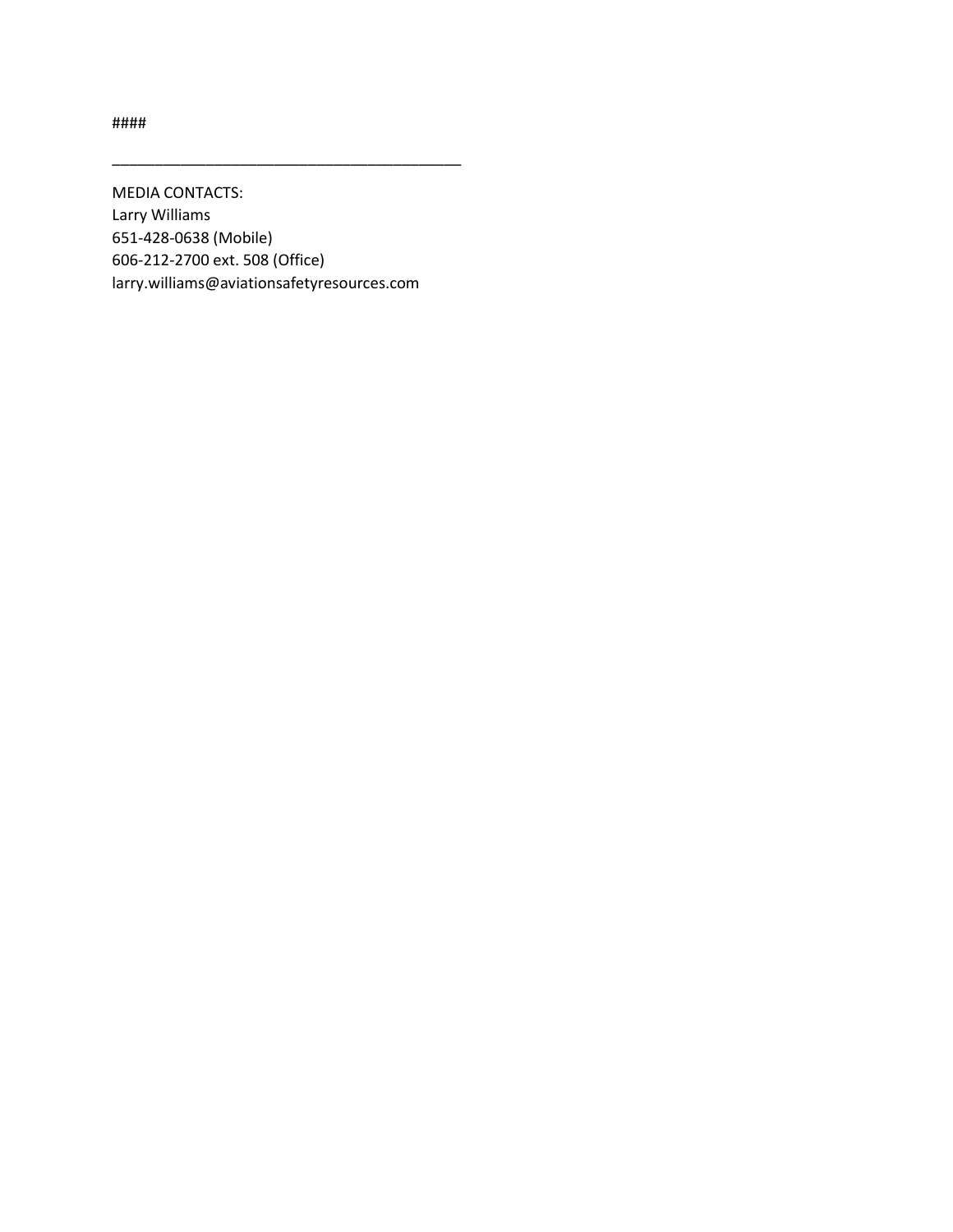####

___________________________________________

MEDIA CONTACTS:
Larry Williams
651-428-0638 (Mobile)
606-212-2700 ext. 508 (Office)
larry.williams@aviationsafetyresources.com